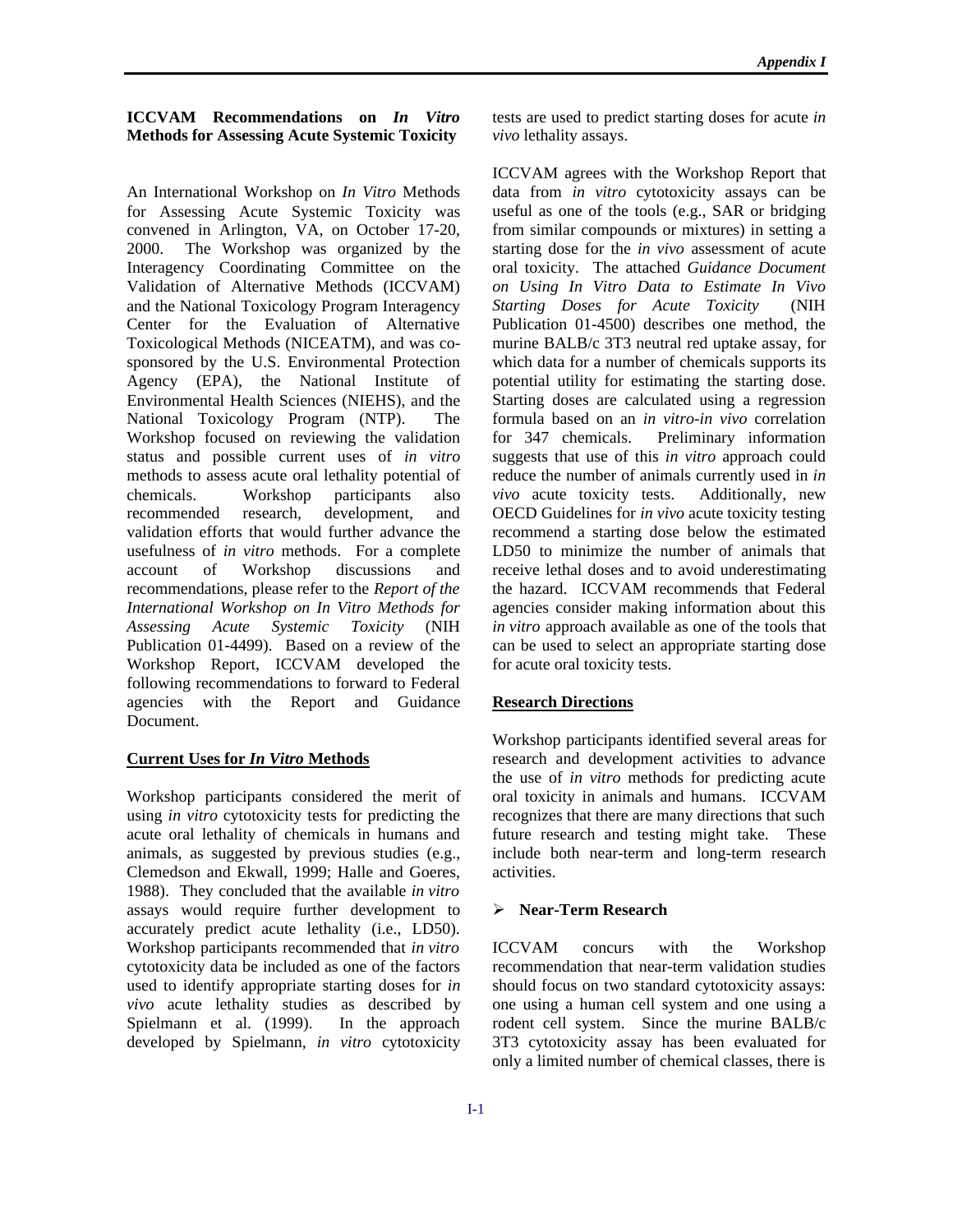## ICCVAM Recommendations on *In Vitro* Methods for Assessing Acute Systemic Toxicity

An International Workshop on *In Vitro* Methods for Assessing Acute Systemic Toxicity was convened in Arlington, VA, on October 17-20, 2000. The Workshop was organized by the Interagency Coordinating Committee on the Validation of Alternative Methods (ICCVAM) and the National Toxicology Program Interagency Center for the Evaluation of Alternative Toxicological Methods (NICEATM), and was co-sponsored by the U.S. Environmental Protection Agency (EPA), the National Institute of Environmental Health Sciences (NIEHS), and the National Toxicology Program (NTP). The Workshop focused on reviewing the validation status and possible current uses of *in vitro* methods to assess acute oral lethality potential of chemicals. Workshop participants also recommended research, development, and validation efforts that would further advance the usefulness of *in vitro* methods. For a complete account of Workshop discussions and recommendations, please refer to the *Report of the International Workshop on In Vitro Methods for Assessing Acute Systemic Toxicity* (NIH Publication 01-4499). Based on a review of the Workshop Report, ICCVAM developed the following recommendations to forward to Federal agencies with the Report and Guidance Document.

### Current Uses for *In Vitro* Methods

Workshop participants considered the merit of using *in vitro* cytotoxicity tests for predicting the acute oral lethality of chemicals in humans and animals, as suggested by previous studies (e.g., Clemedson and Ekwall, 1999; Halle and Goeres, 1988). They concluded that the available *in vitro* assays would require further development to accurately predict acute lethality (i.e., LD50). Workshop participants recommended that *in vitro* cytotoxicity data be included as one of the factors used to identify appropriate starting doses for *in vivo* acute lethality studies as described by Spielmann et al. (1999). In the approach developed by Spielmann, *in vitro* cytotoxicity tests are used to predict starting doses for acute *in vivo* lethality assays.

ICCVAM agrees with the Workshop Report that data from *in vitro* cytotoxicity assays can be useful as one of the tools (e.g., SAR or bridging from similar compounds or mixtures) in setting a starting dose for the *in vivo* assessment of acute oral toxicity. The attached *Guidance Document on Using In Vitro Data to Estimate In Vivo Starting Doses for Acute Toxicity* (NIH Publication 01-4500) describes one method, the murine BALB/c 3T3 neutral red uptake assay, for which data for a number of chemicals supports its potential utility for estimating the starting dose. Starting doses are calculated using a regression formula based on an *in vitro*-*in vivo* correlation for 347 chemicals. Preliminary information suggests that use of this *in vitro* approach could reduce the number of animals currently used in *in vivo* acute toxicity tests. Additionally, new OECD Guidelines for *in vivo* acute toxicity testing recommend a starting dose below the estimated LD50 to minimize the number of animals that receive lethal doses and to avoid underestimating the hazard. ICCVAM recommends that Federal agencies consider making information about this *in vitro* approach available as one of the tools that can be used to select an appropriate starting dose for acute oral toxicity tests.

### Research Directions

Workshop participants identified several areas for research and development activities to advance the use of *in vitro* methods for predicting acute oral toxicity in animals and humans. ICCVAM recognizes that there are many directions that such future research and testing might take. These include both near-term and long-term research activities.

- **Near-Term Research**

ICCVAM concurs with the Workshop recommendation that near-term validation studies should focus on two standard cytotoxicity assays: one using a human cell system and one using a rodent cell system. Since the murine BALB/c 3T3 cytotoxicity assay has been evaluated for only a limited number of chemical classes, there is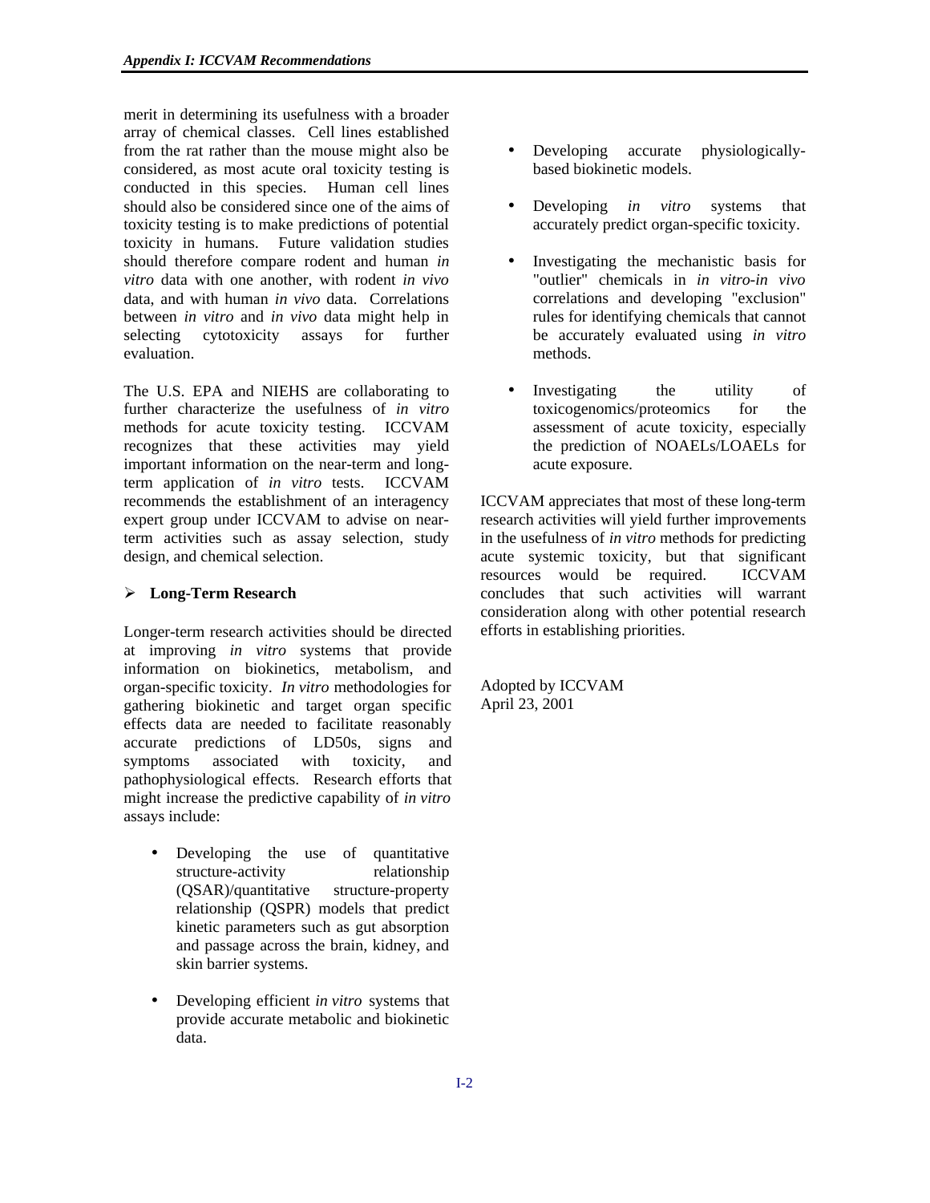merit in determining its usefulness with a broader array of chemical classes. Cell lines established from the rat rather than the mouse might also be considered, as most acute oral toxicity testing is conducted in this species. Human cell lines should also be considered since one of the aims of toxicity testing is to make predictions of potential toxicity in humans. Future validation studies should therefore compare rodent and human *in vitro* data with one another, with rodent *in vivo* data, and with human *in vivo* data. Correlations between *in vitro* and *in vivo* data might help in selecting cytotoxicity assays for further evaluation.

The U.S. EPA and NIEHS are collaborating to further characterize the usefulness of *in vitro* methods for acute toxicity testing. ICCVAM recognizes that these activities may yield important information on the near-term and long-term application of *in vitro* tests. ICCVAM recommends the establishment of an interagency expert group under ICCVAM to advise on near-term activities such as assay selection, study design, and chemical selection.

- **Long-Term Research**

Longer-term research activities should be directed at improving *in vitro* systems that provide information on biokinetics, metabolism, and organ-specific toxicity. *In vitro* methodologies for gathering biokinetic and target organ specific effects data are needed to facilitate reasonably accurate predictions of LD50s, signs and symptoms associated with toxicity, and pathophysiological effects. Research efforts that might increase the predictive capability of *in vitro* assays include:

- Developing the use of quantitative structure-activity relationship (QSAR)/quantitative structure-property relationship (QSPR) models that predict kinetic parameters such as gut absorption and passage across the brain, kidney, and skin barrier systems.
- Developing efficient *in vitro* systems that provide accurate metabolic and biokinetic data.
- Developing accurate physiologically-based biokinetic models.
- Developing *in vitro* systems that accurately predict organ-specific toxicity.
- Investigating the mechanistic basis for "outlier" chemicals in *in vitro*-*in vivo* correlations and developing "exclusion" rules for identifying chemicals that cannot be accurately evaluated using *in vitro* methods.
- Investigating the utility of toxicogenomics/proteomics for the assessment of acute toxicity, especially the prediction of NOAELs/LOAELs for acute exposure.

ICCVAM appreciates that most of these long-term research activities will yield further improvements in the usefulness of *in vitro* methods for predicting acute systemic toxicity, but that significant resources would be required. ICCVAM concludes that such activities will warrant consideration along with other potential research efforts in establishing priorities.

Adopted by ICCVAM
April 23, 2001